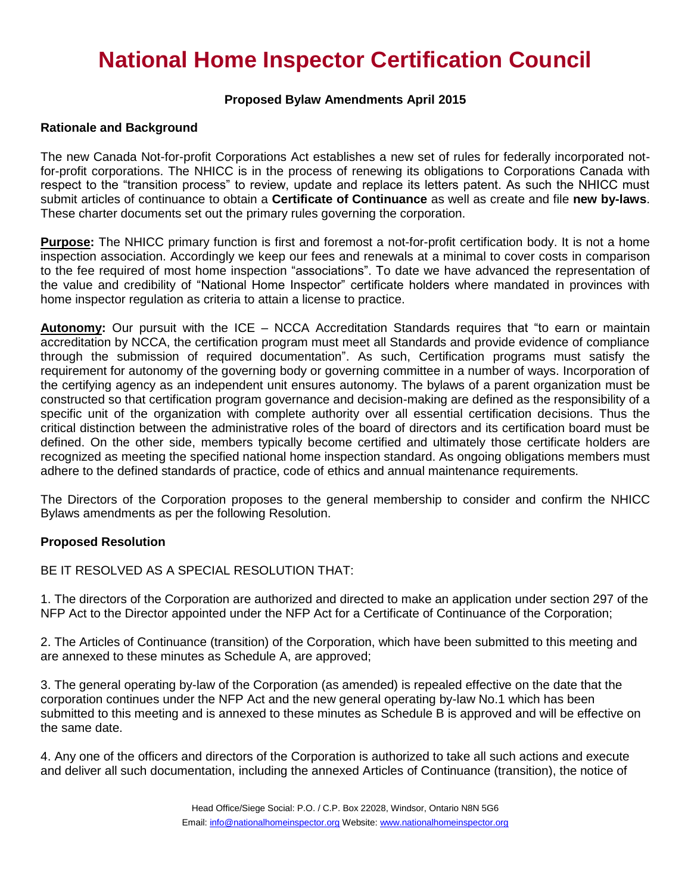# National Home Inspector Certification Council

**Proposed Bylaw Amendments April 2015**

**Rationale and Background**

The new Canada Not-for-profit Corporations Act establishes a new set of rules for federally incorporated not-for-profit corporations. The NHICC is in the process of renewing its obligations to Corporations Canada with respect to the "transition process" to review, update and replace its letters patent. As such the NHICC must submit articles of continuance to obtain a **Certificate of Continuance** as well as create and file **new by-laws**. These charter documents set out the primary rules governing the corporation.

**Purpose:** The NHICC primary function is first and foremost a not-for-profit certification body. It is not a home inspection association. Accordingly we keep our fees and renewals at a minimal to cover costs in comparison to the fee required of most home inspection "associations". To date we have advanced the representation of the value and credibility of "National Home Inspector" certificate holders where mandated in provinces with home inspector regulation as criteria to attain a license to practice.

**Autonomy:** Our pursuit with the ICE – NCCA Accreditation Standards requires that "to earn or maintain accreditation by NCCA, the certification program must meet all Standards and provide evidence of compliance through the submission of required documentation". As such, Certification programs must satisfy the requirement for autonomy of the governing body or governing committee in a number of ways. Incorporation of the certifying agency as an independent unit ensures autonomy. The bylaws of a parent organization must be constructed so that certification program governance and decision-making are defined as the responsibility of a specific unit of the organization with complete authority over all essential certification decisions. Thus the critical distinction between the administrative roles of the board of directors and its certification board must be defined. On the other side, members typically become certified and ultimately those certificate holders are recognized as meeting the specified national home inspection standard. As ongoing obligations members must adhere to the defined standards of practice, code of ethics and annual maintenance requirements.

The Directors of the Corporation proposes to the general membership to consider and confirm the NHICC Bylaws amendments as per the following Resolution.

**Proposed Resolution**

BE IT RESOLVED AS A SPECIAL RESOLUTION THAT:

1. The directors of the Corporation are authorized and directed to make an application under section 297 of the NFP Act to the Director appointed under the NFP Act for a Certificate of Continuance of the Corporation;

2. The Articles of Continuance (transition) of the Corporation, which have been submitted to this meeting and are annexed to these minutes as Schedule A, are approved;

3. The general operating by-law of the Corporation (as amended) is repealed effective on the date that the corporation continues under the NFP Act and the new general operating by-law No.1 which has been submitted to this meeting and is annexed to these minutes as Schedule B is approved and will be effective on the same date.

4. Any one of the officers and directors of the Corporation is authorized to take all such actions and execute and deliver all such documentation, including the annexed Articles of Continuance (transition), the notice of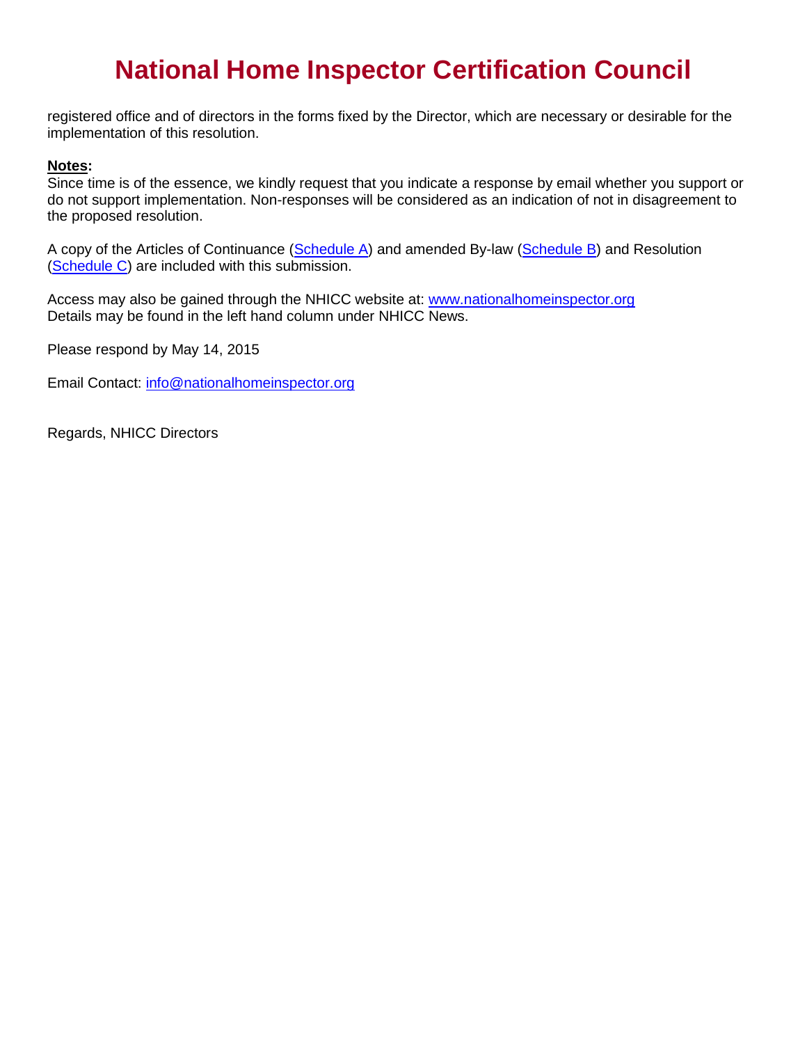registered office and of directors in the forms fixed by the Director, which are necessary or desirable for the implementation of this resolution.

**Notes:**
Since time is of the essence, we kindly request that you indicate a response by email whether you support or do not support implementation. Non-responses will be considered as an indication of not in disagreement to the proposed resolution.

A copy of the Articles of Continuance (Schedule A) and amended By-law (Schedule B) and Resolution (Schedule C) are included with this submission.

Access may also be gained through the NHICC website at: www.nationalhomeinspector.org
Details may be found in the left hand column under NHICC News.

Please respond by May 14, 2015

Email Contact: info@nationalhomeinspector.org

Regards, NHICC Directors